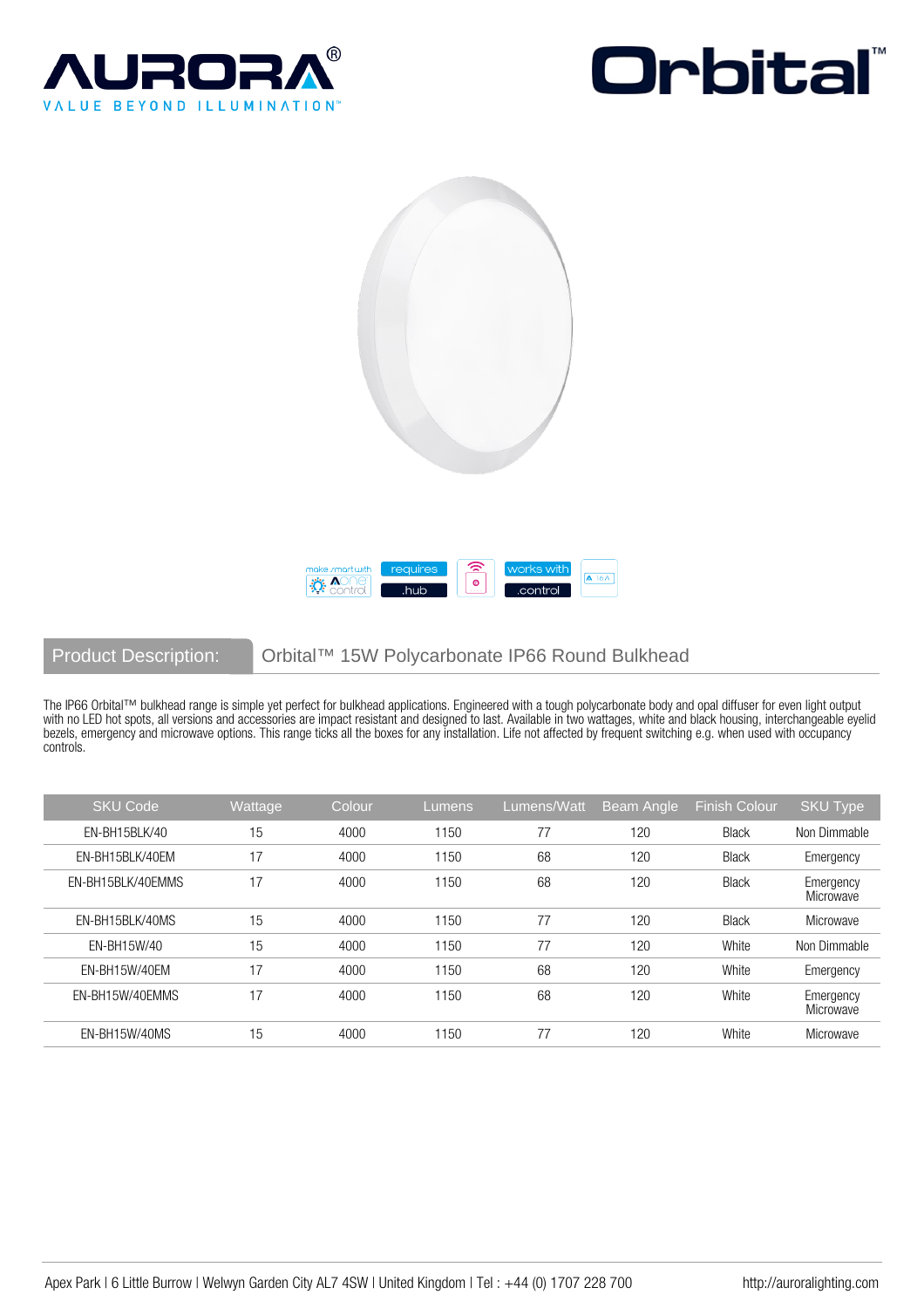# AURORA®

VALUE BEYOND ILLUMINATION™

# Orbital™

make smart with Aone control | requires .hub | works with .control

## Product Description: Orbital™ 15W Polycarbonate IP66 Round Bulkhead

The IP66 Orbital™ bulkhead range is simple yet perfect for bulkhead applications. Engineered with a tough polycarbonate body and opal diffuser for even light output with no LED hot spots, all versions and accessories are impact resistant and designed to last. Available in two wattages, white and black housing, interchangeable eyelid bezels, emergency and microwave options. This range ticks all the boxes for any installation. Life not affected by frequent switching e.g. when used with occupancy controls.

| SKU Code | Wattage | Colour | Lumens | Lumens/Watt | Beam Angle | Finish Colour | SKU Type |
|---|---|---|---|---|---|---|---|
| EN-BH15BLK/40 | 15 | 4000 | 1150 | 77 | 120 | Black | Non Dimmable |
| EN-BH15BLK/40EM | 17 | 4000 | 1150 | 68 | 120 | Black | Emergency |
| EN-BH15BLK/40EMMS | 17 | 4000 | 1150 | 68 | 120 | Black | Emergency Microwave |
| EN-BH15BLK/40MS | 15 | 4000 | 1150 | 77 | 120 | Black | Microwave |
| EN-BH15W/40 | 15 | 4000 | 1150 | 77 | 120 | White | Non Dimmable |
| EN-BH15W/40EM | 17 | 4000 | 1150 | 68 | 120 | White | Emergency |
| EN-BH15W/40EMMS | 17 | 4000 | 1150 | 68 | 120 | White | Emergency Microwave |
| EN-BH15W/40MS | 15 | 4000 | 1150 | 77 | 120 | White | Microwave |

Apex Park | 6 Little Burrow | Welwyn Garden City AL7 4SW | United Kingdom | Tel : +44 (0) 1707 228 700 http://auroralighting.com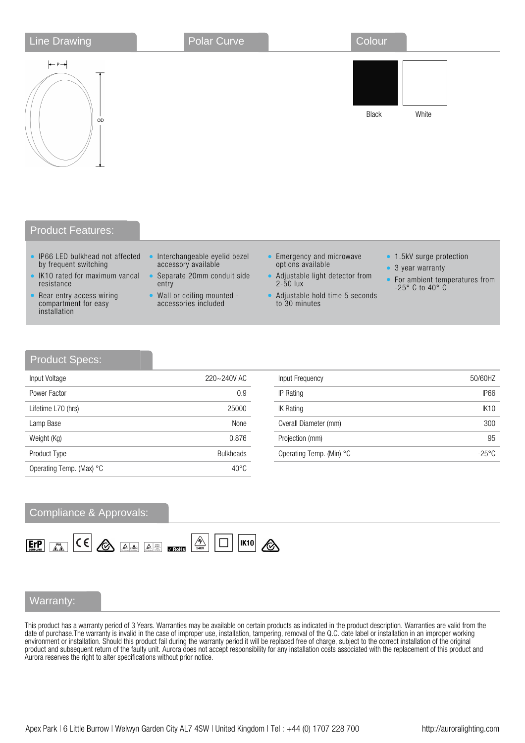## Line Drawing

P

OD

## Polar Curve

## Colour

Black

White

## Product Features:

- IP66 LED bulkhead not affected by frequent switching
- IK10 rated for maximum vandal resistance
- Rear entry access wiring compartment for easy installation
- Interchangeable eyelid bezel accessory available
- Separate 20mm conduit side entry
- Wall or ceiling mounted - accessories included
- Emergency and microwave options available
- Adjustable light detector from 2-50 lux
- Adjustable hold time 5 seconds to 30 minutes
- 1.5kV surge protection
- 3 year warranty
- For ambient temperatures from -25° C to 40° C

## Product Specs:

| | |
|---|---|
| Input Voltage | 220~240V AC |
| Power Factor | 0.9 |
| Lifetime L70 (hrs) | 25000 |
| Lamp Base | None |
| Weight (Kg) | 0.876 |
| Product Type | Bulkheads |
| Operating Temp. (Max) °C | 40°C |

| | |
|---|---|
| Input Frequency | 50/60HZ |
| IP Rating | IP66 |
| IK Rating | IK10 |
| Overall Diameter (mm) | 300 |
| Projection (mm) | 95 |
| Operating Temp. (Min) °C | -25°C |

## Compliance & Approvals:

ErP COMPLIANT IP66 CE RoHS 240V IK10

## Warranty:

This product has a warranty period of 3 Years. Warranties may be available on certain products as indicated in the product description. Warranties are valid from the date of purchase.The warranty is invalid in the case of improper use, installation, tampering, removal of the Q.C. date label or installation in an improper working environment or installation. Should this product fail during the warranty period it will be replaced free of charge, subject to the correct installation of the original product and subsequent return of the faulty unit. Aurora does not accept responsibility for any installation costs associated with the replacement of this product and Aurora reserves the right to alter specifications without prior notice.

Apex Park | 6 Little Burrow | Welwyn Garden City AL7 4SW | United Kingdom | Tel : +44 (0) 1707 228 700 http://auroralighting.com